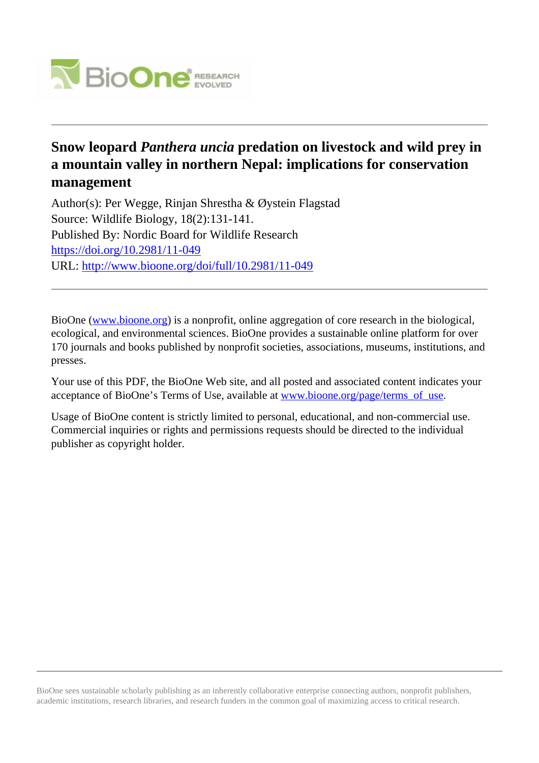# Snow leopard *Panthera uncia* predation on livestock and wild prey in a mountain valley in northern Nepal: implications for conservation management

Author(s): Per Wegge, Rinjan Shrestha & Øystein Flagstad
Source: Wildlife Biology, 18(2):131-141.
Published By: Nordic Board for Wildlife Research
https://doi.org/10.2981/11-049
URL: http://www.bioone.org/doi/full/10.2981/11-049

BioOne (www.bioone.org) is a nonprofit, online aggregation of core research in the biological, ecological, and environmental sciences. BioOne provides a sustainable online platform for over 170 journals and books published by nonprofit societies, associations, museums, institutions, and presses.

Your use of this PDF, the BioOne Web site, and all posted and associated content indicates your acceptance of BioOne's Terms of Use, available at www.bioone.org/page/terms_of_use.

Usage of BioOne content is strictly limited to personal, educational, and non-commercial use. Commercial inquiries or rights and permissions requests should be directed to the individual publisher as copyright holder.

BioOne sees sustainable scholarly publishing as an inherently collaborative enterprise connecting authors, nonprofit publishers, academic institutions, research libraries, and research funders in the common goal of maximizing access to critical research.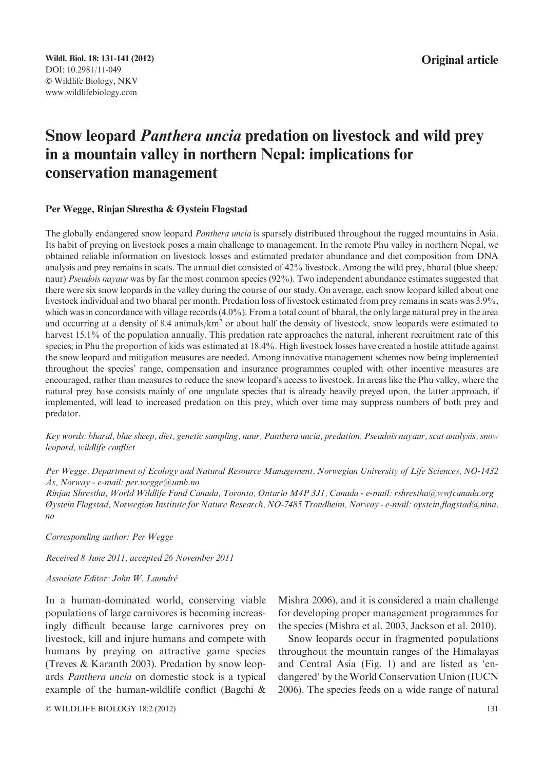Original article

# Snow leopard *Panthera uncia* predation on livestock and wild prey in a mountain valley in northern Nepal: implications for conservation management

**Per Wegge, Rinjan Shrestha & Øystein Flagstad**

The globally endangered snow leopard *Panthera uncia* is sparsely distributed throughout the rugged mountains in Asia. Its habit of preying on livestock poses a main challenge to management. In the remote Phu valley in northern Nepal, we obtained reliable information on livestock losses and estimated predator abundance and diet composition from DNA analysis and prey remains in scats. The annual diet consisted of 42% livestock. Among the wild prey, bharal (blue sheep/naur) *Pseudois nayaur* was by far the most common species (92%). Two independent abundance estimates suggested that there were six snow leopards in the valley during the course of our study. On average, each snow leopard killed about one livestock individual and two bharal per month. Predation loss of livestock estimated from prey remains in scats was 3.9%, which was in concordance with village records (4.0%). From a total count of bharal, the only large natural prey in the area and occurring at a density of 8.4 animals/km$^2$ or about half the density of livestock, snow leopards were estimated to harvest 15.1% of the population annually. This predation rate approaches the natural, inherent recruitment rate of this species; in Phu the proportion of kids was estimated at 18.4%. High livestock losses have created a hostile attitude against the snow leopard and mitigation measures are needed. Among innovative management schemes now being implemented throughout the species' range, compensation and insurance programmes coupled with other incentive measures are encouraged, rather than measures to reduce the snow leopard's access to livestock. In areas like the Phu valley, where the natural prey base consists mainly of one ungulate species that is already heavily preyed upon, the latter approach, if implemented, will lead to increased predation on this prey, which over time may suppress numbers of both prey and predator.

*Key words: bharal, blue sheep, diet, genetic sampling, naur, Panthera uncia, predation, Pseudois nayaur, scat analysis, snow leopard, wildlife conflict*

*Per Wegge, Department of Ecology and Natural Resource Management, Norwegian University of Life Sciences, NO-1432 Ås, Norway - e-mail: per.wegge@umb.no*
*Rinjan Shrestha, World Wildlife Fund Canada, Toronto, Ontario M4P 3J1, Canada - e-mail: rshrestha@wwfcanada.org*
*Øystein Flagstad, Norwegian Institute for Nature Research, NO-7485 Trondheim, Norway - e-mail: oystein.flagstad@nina.no*

*Corresponding author: Per Wegge*

*Received 8 June 2011, accepted 26 November 2011*

*Associate Editor: John W. Laundré*

In a human-dominated world, conserving viable populations of large carnivores is becoming increasingly difficult because large carnivores prey on livestock, kill and injure humans and compete with humans by preying on attractive game species (Treves & Karanth 2003). Predation by snow leopards *Panthera uncia* on domestic stock is a typical example of the human-wildlife conflict (Bagchi & Mishra 2006), and it is considered a main challenge for developing proper management programmes for the species (Mishra et al. 2003, Jackson et al. 2010).

Snow leopards occur in fragmented populations throughout the mountain ranges of the Himalayas and Central Asia (Fig. 1) and are listed as 'endangered' by the World Conservation Union (IUCN 2006). The species feeds on a wide range of natural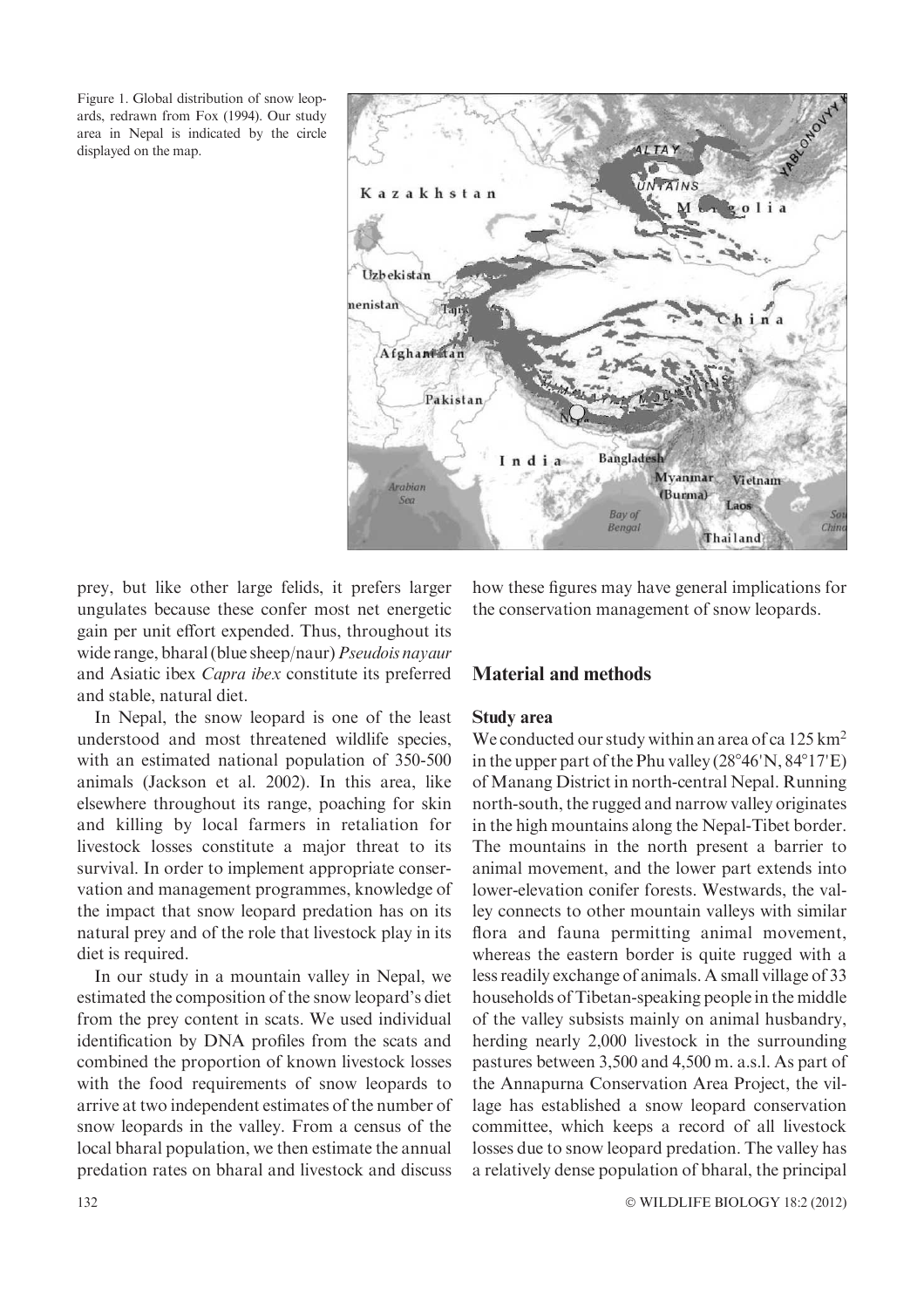Figure 1. Global distribution of snow leopards, redrawn from Fox (1994). Our study area in Nepal is indicated by the circle displayed on the map.

prey, but like other large felids, it prefers larger ungulates because these confer most net energetic gain per unit effort expended. Thus, throughout its wide range, bharal (blue sheep/naur) *Pseudois nayaur* and Asiatic ibex *Capra ibex* constitute its preferred and stable, natural diet.

In Nepal, the snow leopard is one of the least understood and most threatened wildlife species, with an estimated national population of 350-500 animals (Jackson et al. 2002). In this area, like elsewhere throughout its range, poaching for skin and killing by local farmers in retaliation for livestock losses constitute a major threat to its survival. In order to implement appropriate conservation and management programmes, knowledge of the impact that snow leopard predation has on its natural prey and of the role that livestock play in its diet is required.

In our study in a mountain valley in Nepal, we estimated the composition of the snow leopard's diet from the prey content in scats. We used individual identification by DNA profiles from the scats and combined the proportion of known livestock losses with the food requirements of snow leopards to arrive at two independent estimates of the number of snow leopards in the valley. From a census of the local bharal population, we then estimate the annual predation rates on bharal and livestock and discuss how these figures may have general implications for the conservation management of snow leopards.

## Material and methods

### Study area

We conducted our study within an area of ca 125 km$^2$ in the upper part of the Phu valley (28°46'N, 84°17'E) of Manang District in north-central Nepal. Running north-south, the rugged and narrow valley originates in the high mountains along the Nepal-Tibet border. The mountains in the north present a barrier to animal movement, and the lower part extends into lower-elevation conifer forests. Westwards, the valley connects to other mountain valleys with similar flora and fauna permitting animal movement, whereas the eastern border is quite rugged with a less readily exchange of animals. A small village of 33 households of Tibetan-speaking people in the middle of the valley subsists mainly on animal husbandry, herding nearly 2,000 livestock in the surrounding pastures between 3,500 and 4,500 m. a.s.l. As part of the Annapurna Conservation Area Project, the village has established a snow leopard conservation committee, which keeps a record of all livestock losses due to snow leopard predation. The valley has a relatively dense population of bharal, the principal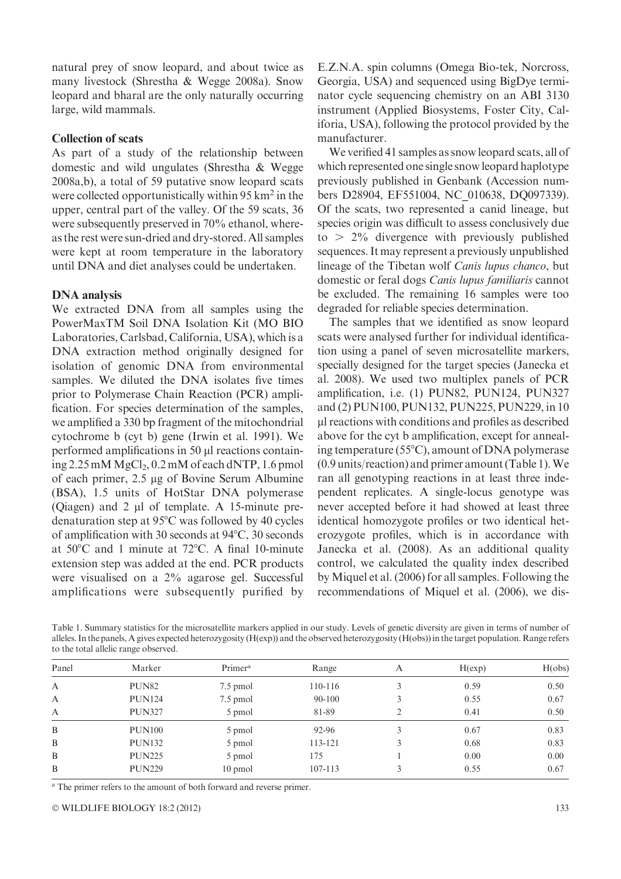natural prey of snow leopard, and about twice as many livestock (Shrestha & Wegge 2008a). Snow leopard and bharal are the only naturally occurring large, wild mammals.

### Collection of scats

As part of a study of the relationship between domestic and wild ungulates (Shrestha & Wegge 2008a,b), a total of 59 putative snow leopard scats were collected opportunistically within 95 km$^2$ in the upper, central part of the valley. Of the 59 scats, 36 were subsequently preserved in 70% ethanol, whereas the rest were sun-dried and dry-stored. All samples were kept at room temperature in the laboratory until DNA and diet analyses could be undertaken.

### DNA analysis

We extracted DNA from all samples using the PowerMaxTM Soil DNA Isolation Kit (MO BIO Laboratories, Carlsbad, California, USA), which is a DNA extraction method originally designed for isolation of genomic DNA from environmental samples. We diluted the DNA isolates five times prior to Polymerase Chain Reaction (PCR) amplification. For species determination of the samples, we amplified a 330 bp fragment of the mitochondrial cytochrome b (cyt b) gene (Irwin et al. 1991). We performed amplifications in 50 µl reactions containing 2.25 mM $MgCl_2$, 0.2 mM of each dNTP, 1.6 pmol of each primer, 2.5 µg of Bovine Serum Albumine (BSA), 1.5 units of HotStar DNA polymerase (Qiagen) and 2 µl of template. A 15-minute predenaturation step at 95°C was followed by 40 cycles of amplification with 30 seconds at 94°C, 30 seconds at 50°C and 1 minute at 72°C. A final 10-minute extension step was added at the end. PCR products were visualised on a 2% agarose gel. Successful amplifications were subsequently purified by E.Z.N.A. spin columns (Omega Bio-tek, Norcross, Georgia, USA) and sequenced using BigDye terminator cycle sequencing chemistry on an ABI 3130 instrument (Applied Biosystems, Foster City, Califoria, USA), following the protocol provided by the manufacturer.

We verified 41 samples as snow leopard scats, all of which represented one single snow leopard haplotype previously published in Genbank (Accession numbers D28904, EF551004, NC_010638, DQ097339). Of the scats, two represented a canid lineage, but species origin was difficult to assess conclusively due to > 2% divergence with previously published sequences. It may represent a previously unpublished lineage of the Tibetan wolf *Canis lupus chanco*, but domestic or feral dogs *Canis lupus familiaris* cannot be excluded. The remaining 16 samples were too degraded for reliable species determination.

The samples that we identified as snow leopard scats were analysed further for individual identification using a panel of seven microsatellite markers, specially designed for the target species (Janecka et al. 2008). We used two multiplex panels of PCR amplification, i.e. (1) PUN82, PUN124, PUN327 and (2) PUN100, PUN132, PUN225, PUN229, in 10 µl reactions with conditions and profiles as described above for the cyt b amplification, except for annealing temperature (55°C), amount of DNA polymerase (0.9 units/reaction) and primer amount (Table 1). We ran all genotyping reactions in at least three independent replicates. A single-locus genotype was never accepted before it had showed at least three identical homozygote profiles or two identical heterozygote profiles, which is in accordance with Janecka et al. (2008). As an additional quality control, we calculated the quality index described by Miquel et al. (2006) for all samples. Following the recommendations of Miquel et al. (2006), we dis-

Table 1. Summary statistics for the microsatellite markers applied in our study. Levels of genetic diversity are given in terms of number of alleles. In the panels, A gives expected heterozygosity (H(exp)) and the observed heterozygosity (H(obs)) in the target population. Range refers to the total allelic range observed.

| Panel | Marker | Primer[a] | Range | A | H(exp) | H(obs) |
|---|---|---|---|---|---|---|
| A | PUN82 | 7.5 pmol | 110-116 | 3 | 0.59 | 0.50 |
| A | PUN124 | 7.5 pmol | 90-100 | 3 | 0.55 | 0.67 |
| A | PUN327 | 5 pmol | 81-89 | 2 | 0.41 | 0.50 |
| B | PUN100 | 5 pmol | 92-96 | 3 | 0.67 | 0.83 |
| B | PUN132 | 5 pmol | 113-121 | 3 | 0.68 | 0.83 |
| B | PUN225 | 5 pmol | 175 | 1 | 0.00 | 0.00 |
| B | PUN229 | 10 pmol | 107-113 | 3 | 0.55 | 0.67 |

[a] The primer refers to the amount of both forward and reverse primer.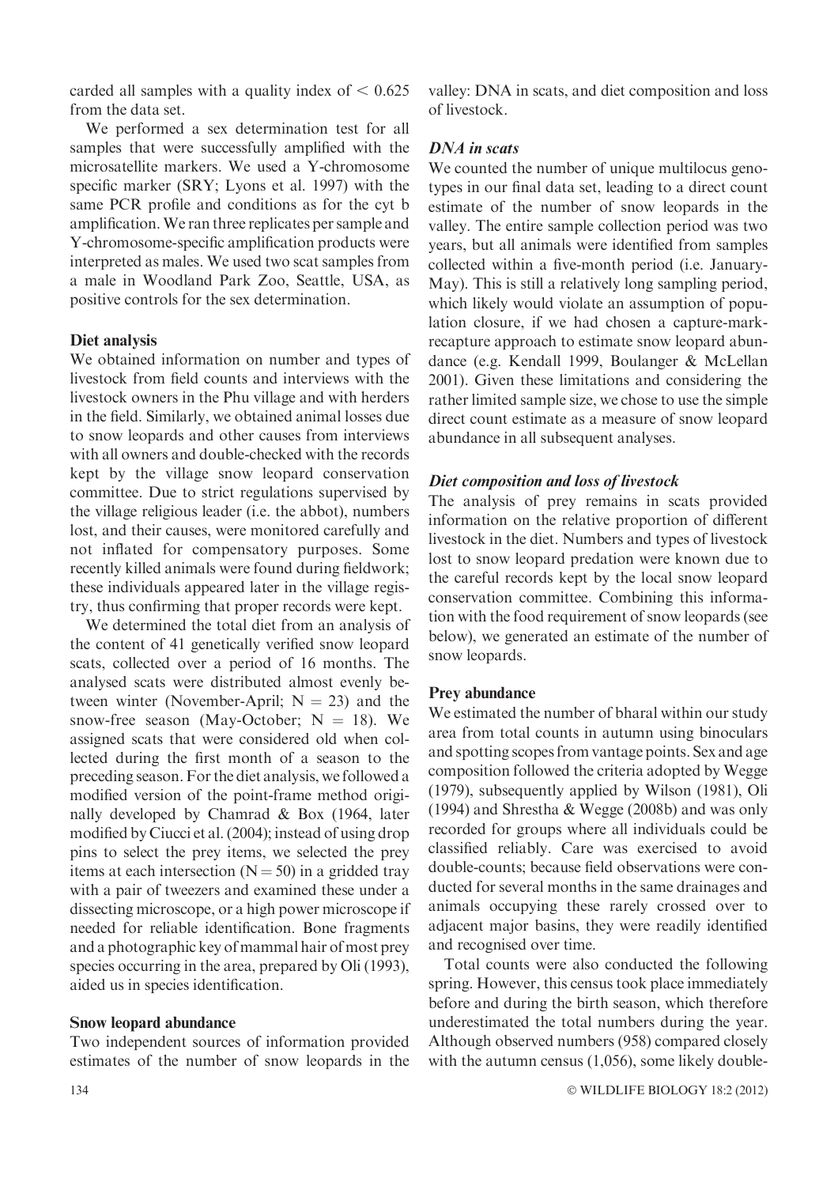carded all samples with a quality index of < 0.625 from the data set.

We performed a sex determination test for all samples that were successfully amplified with the microsatellite markers. We used a Y-chromosome specific marker (SRY; Lyons et al. 1997) with the same PCR profile and conditions as for the cyt b amplification. We ran three replicates per sample and Y-chromosome-specific amplification products were interpreted as males. We used two scat samples from a male in Woodland Park Zoo, Seattle, USA, as positive controls for the sex determination.

### Diet analysis

We obtained information on number and types of livestock from field counts and interviews with the livestock owners in the Phu village and with herders in the field. Similarly, we obtained animal losses due to snow leopards and other causes from interviews with all owners and double-checked with the records kept by the village snow leopard conservation committee. Due to strict regulations supervised by the village religious leader (i.e. the abbot), numbers lost, and their causes, were monitored carefully and not inflated for compensatory purposes. Some recently killed animals were found during fieldwork; these individuals appeared later in the village registry, thus confirming that proper records were kept.

We determined the total diet from an analysis of the content of 41 genetically verified snow leopard scats, collected over a period of 16 months. The analysed scats were distributed almost evenly between winter (November-April; N = 23) and the snow-free season (May-October; N = 18). We assigned scats that were considered old when collected during the first month of a season to the preceding season. For the diet analysis, we followed a modified version of the point-frame method originally developed by Chamrad & Box (1964, later modified by Ciucci et al. (2004); instead of using drop pins to select the prey items, we selected the prey items at each intersection (N = 50) in a gridded tray with a pair of tweezers and examined these under a dissecting microscope, or a high power microscope if needed for reliable identification. Bone fragments and a photographic key of mammal hair of most prey species occurring in the area, prepared by Oli (1993), aided us in species identification.

### Snow leopard abundance

Two independent sources of information provided estimates of the number of snow leopards in the valley: DNA in scats, and diet composition and loss of livestock.

#### *DNA in scats*

We counted the number of unique multilocus genotypes in our final data set, leading to a direct count estimate of the number of snow leopards in the valley. The entire sample collection period was two years, but all animals were identified from samples collected within a five-month period (i.e. January-May). This is still a relatively long sampling period, which likely would violate an assumption of population closure, if we had chosen a capture-mark-recapture approach to estimate snow leopard abundance (e.g. Kendall 1999, Boulanger & McLellan 2001). Given these limitations and considering the rather limited sample size, we chose to use the simple direct count estimate as a measure of snow leopard abundance in all subsequent analyses.

#### *Diet composition and loss of livestock*

The analysis of prey remains in scats provided information on the relative proportion of different livestock in the diet. Numbers and types of livestock lost to snow leopard predation were known due to the careful records kept by the local snow leopard conservation committee. Combining this information with the food requirement of snow leopards (see below), we generated an estimate of the number of snow leopards.

### Prey abundance

We estimated the number of bharal within our study area from total counts in autumn using binoculars and spotting scopes from vantage points. Sex and age composition followed the criteria adopted by Wegge (1979), subsequently applied by Wilson (1981), Oli (1994) and Shrestha & Wegge (2008b) and was only recorded for groups where all individuals could be classified reliably. Care was exercised to avoid double-counts; because field observations were conducted for several months in the same drainages and animals occupying these rarely crossed over to adjacent major basins, they were readily identified and recognised over time.

Total counts were also conducted the following spring. However, this census took place immediately before and during the birth season, which therefore underestimated the total numbers during the year. Although observed numbers (958) compared closely with the autumn census (1,056), some likely double-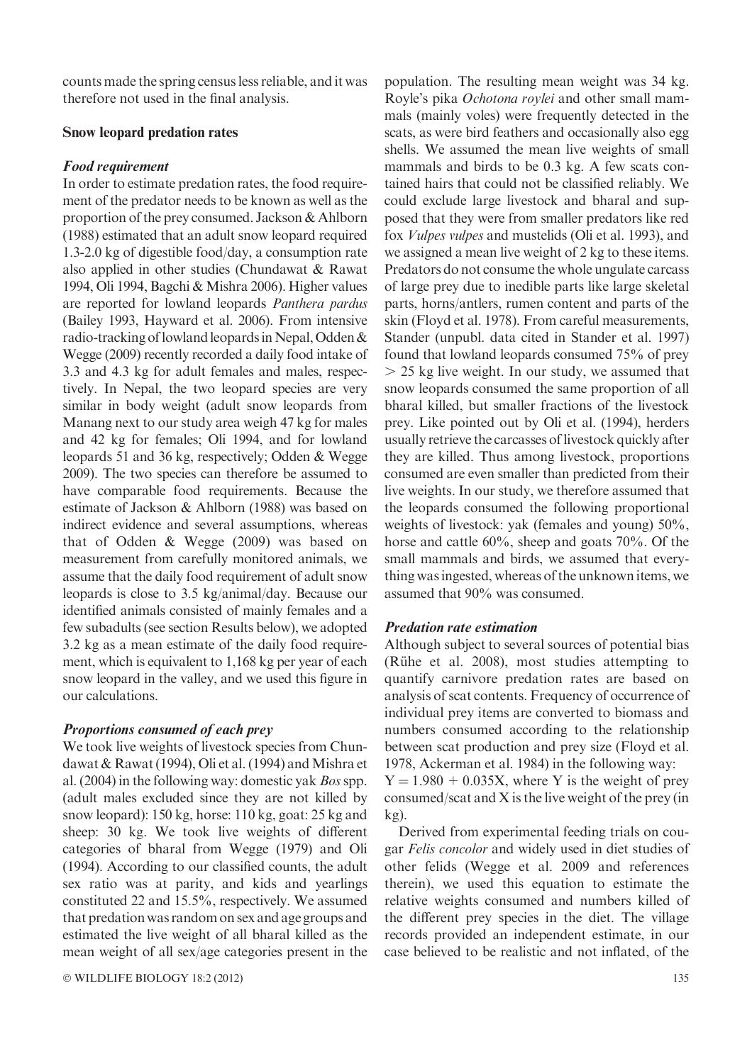counts made the spring census less reliable, and it was therefore not used in the final analysis.

## Snow leopard predation rates

### *Food requirement*

In order to estimate predation rates, the food requirement of the predator needs to be known as well as the proportion of the prey consumed. Jackson & Ahlborn (1988) estimated that an adult snow leopard required 1.3-2.0 kg of digestible food/day, a consumption rate also applied in other studies (Chundawat & Rawat 1994, Oli 1994, Bagchi & Mishra 2006). Higher values are reported for lowland leopards *Panthera pardus* (Bailey 1993, Hayward et al. 2006). From intensive radio-tracking of lowland leopards in Nepal, Odden & Wegge (2009) recently recorded a daily food intake of 3.3 and 4.3 kg for adult females and males, respectively. In Nepal, the two leopard species are very similar in body weight (adult snow leopards from Manang next to our study area weigh 47 kg for males and 42 kg for females; Oli 1994, and for lowland leopards 51 and 36 kg, respectively; Odden & Wegge 2009). The two species can therefore be assumed to have comparable food requirements. Because the estimate of Jackson & Ahlborn (1988) was based on indirect evidence and several assumptions, whereas that of Odden & Wegge (2009) was based on measurement from carefully monitored animals, we assume that the daily food requirement of adult snow leopards is close to 3.5 kg/animal/day. Because our identified animals consisted of mainly females and a few subadults (see section Results below), we adopted 3.2 kg as a mean estimate of the daily food requirement, which is equivalent to 1,168 kg per year of each snow leopard in the valley, and we used this figure in our calculations.

### *Proportions consumed of each prey*

We took live weights of livestock species from Chundawat & Rawat (1994), Oli et al. (1994) and Mishra et al. (2004) in the following way: domestic yak *Bos* spp. (adult males excluded since they are not killed by snow leopard): 150 kg, horse: 110 kg, goat: 25 kg and sheep: 30 kg. We took live weights of different categories of bharal from Wegge (1979) and Oli (1994). According to our classified counts, the adult sex ratio was at parity, and kids and yearlings constituted 22 and 15.5%, respectively. We assumed that predation was random on sex and age groups and estimated the live weight of all bharal killed as the mean weight of all sex/age categories present in the population. The resulting mean weight was 34 kg. Royle's pika *Ochotona roylei* and other small mammals (mainly voles) were frequently detected in the scats, as were bird feathers and occasionally also egg shells. We assumed the mean live weights of small mammals and birds to be 0.3 kg. A few scats contained hairs that could not be classified reliably. We could exclude large livestock and bharal and supposed that they were from smaller predators like red fox *Vulpes vulpes* and mustelids (Oli et al. 1993), and we assigned a mean live weight of 2 kg to these items. Predators do not consume the whole ungulate carcass of large prey due to inedible parts like large skeletal parts, horns/antlers, rumen content and parts of the skin (Floyd et al. 1978). From careful measurements, Stander (unpubl. data cited in Stander et al. 1997) found that lowland leopards consumed 75% of prey $> 25$ kg live weight. In our study, we assumed that snow leopards consumed the same proportion of all bharal killed, but smaller fractions of the livestock prey. Like pointed out by Oli et al. (1994), herders usually retrieve the carcasses of livestock quickly after they are killed. Thus among livestock, proportions consumed are even smaller than predicted from their live weights. In our study, we therefore assumed that the leopards consumed the following proportional weights of livestock: yak (females and young) 50%, horse and cattle 60%, sheep and goats 70%. Of the small mammals and birds, we assumed that everything was ingested, whereas of the unknown items, we assumed that 90% was consumed.

### *Predation rate estimation*

Although subject to several sources of potential bias (Rühe et al. 2008), most studies attempting to quantify carnivore predation rates are based on analysis of scat contents. Frequency of occurrence of individual prey items are converted to biomass and numbers consumed according to the relationship between scat production and prey size (Floyd et al. 1978, Ackerman et al. 1984) in the following way:

$Y = 1.980 + 0.035X$, where Y is the weight of prey consumed/scat and X is the live weight of the prey (in kg).

Derived from experimental feeding trials on cougar *Felis concolor* and widely used in diet studies of other felids (Wegge et al. 2009 and references therein), we used this equation to estimate the relative weights consumed and numbers killed of the different prey species in the diet. The village records provided an independent estimate, in our case believed to be realistic and not inflated, of the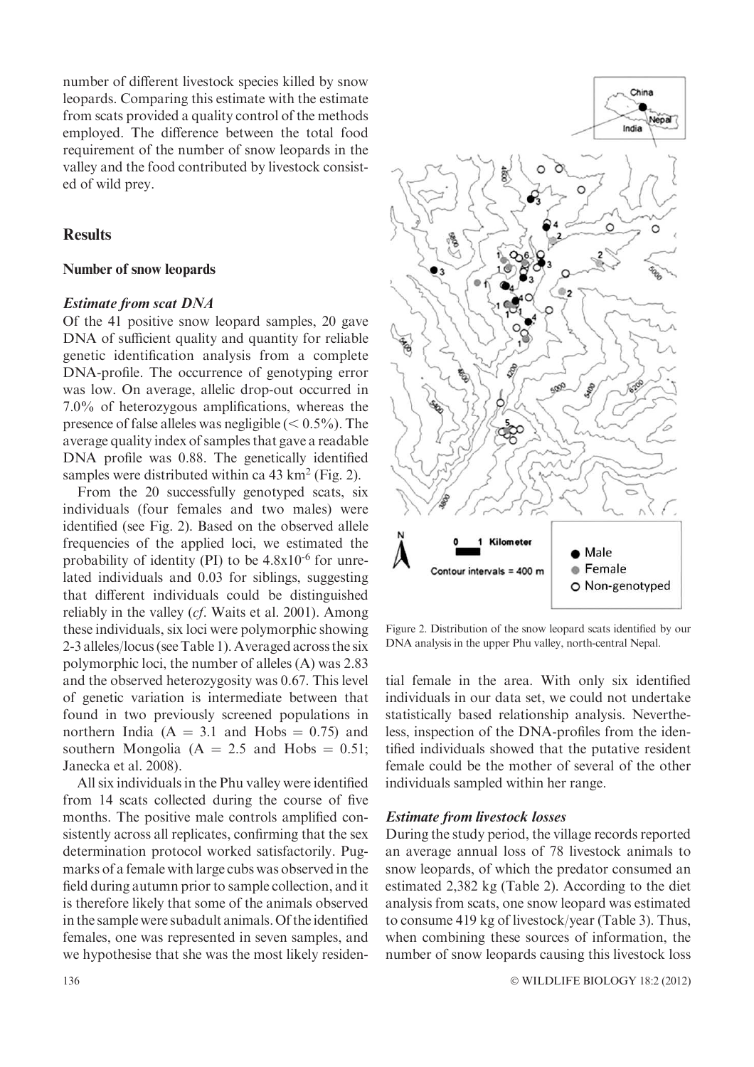number of different livestock species killed by snow leopards. Comparing this estimate with the estimate from scats provided a quality control of the methods employed. The difference between the total food requirement of the number of snow leopards in the valley and the food contributed by livestock consisted of wild prey.

## Results

### Number of snow leopards

#### *Estimate from scat DNA*

Of the 41 positive snow leopard samples, 20 gave DNA of sufficient quality and quantity for reliable genetic identification analysis from a complete DNA-profile. The occurrence of genotyping error was low. On average, allelic drop-out occurred in 7.0% of heterozygous amplifications, whereas the presence of false alleles was negligible (< 0.5%). The average quality index of samples that gave a readable DNA profile was 0.88. The genetically identified samples were distributed within ca 43 $km^2$ (Fig. 2).

From the 20 successfully genotyped scats, six individuals (four females and two males) were identified (see Fig. 2). Based on the observed allele frequencies of the applied loci, we estimated the probability of identity (PI) to be $4.8 \times 10^{-6}$ for unrelated individuals and 0.03 for siblings, suggesting that different individuals could be distinguished reliably in the valley (*cf*. Waits et al. 2001). Among these individuals, six loci were polymorphic showing 2-3 alleles/locus (see Table 1). Averaged across the six polymorphic loci, the number of alleles (A) was 2.83 and the observed heterozygosity was 0.67. This level of genetic variation is intermediate between that found in two previously screened populations in northern India (A = 3.1 and Hobs = 0.75) and southern Mongolia (A = 2.5 and Hobs = 0.51; Janecka et al. 2008).

All six individuals in the Phu valley were identified from 14 scats collected during the course of five months. The positive male controls amplified consistently across all replicates, confirming that the sex determination protocol worked satisfactorily. Pugmarks of a female with large cubs was observed in the field during autumn prior to sample collection, and it is therefore likely that some of the animals observed in the sample were subadult animals. Of the identified females, one was represented in seven samples, and we hypothesise that she was the most likely residential female in the area. With only six identified individuals in our data set, we could not undertake statistically based relationship analysis. Nevertheless, inspection of the DNA-profiles from the identified individuals showed that the putative resident female could be the mother of several of the other individuals sampled within her range.

Figure 2. Distribution of the snow leopard scats identified by our DNA analysis in the upper Phu valley, north-central Nepal.

#### *Estimate from livestock losses*

During the study period, the village records reported an average annual loss of 78 livestock animals to snow leopards, of which the predator consumed an estimated 2,382 kg (Table 2). According to the diet analysis from scats, one snow leopard was estimated to consume 419 kg of livestock/year (Table 3). Thus, when combining these sources of information, the number of snow leopards causing this livestock loss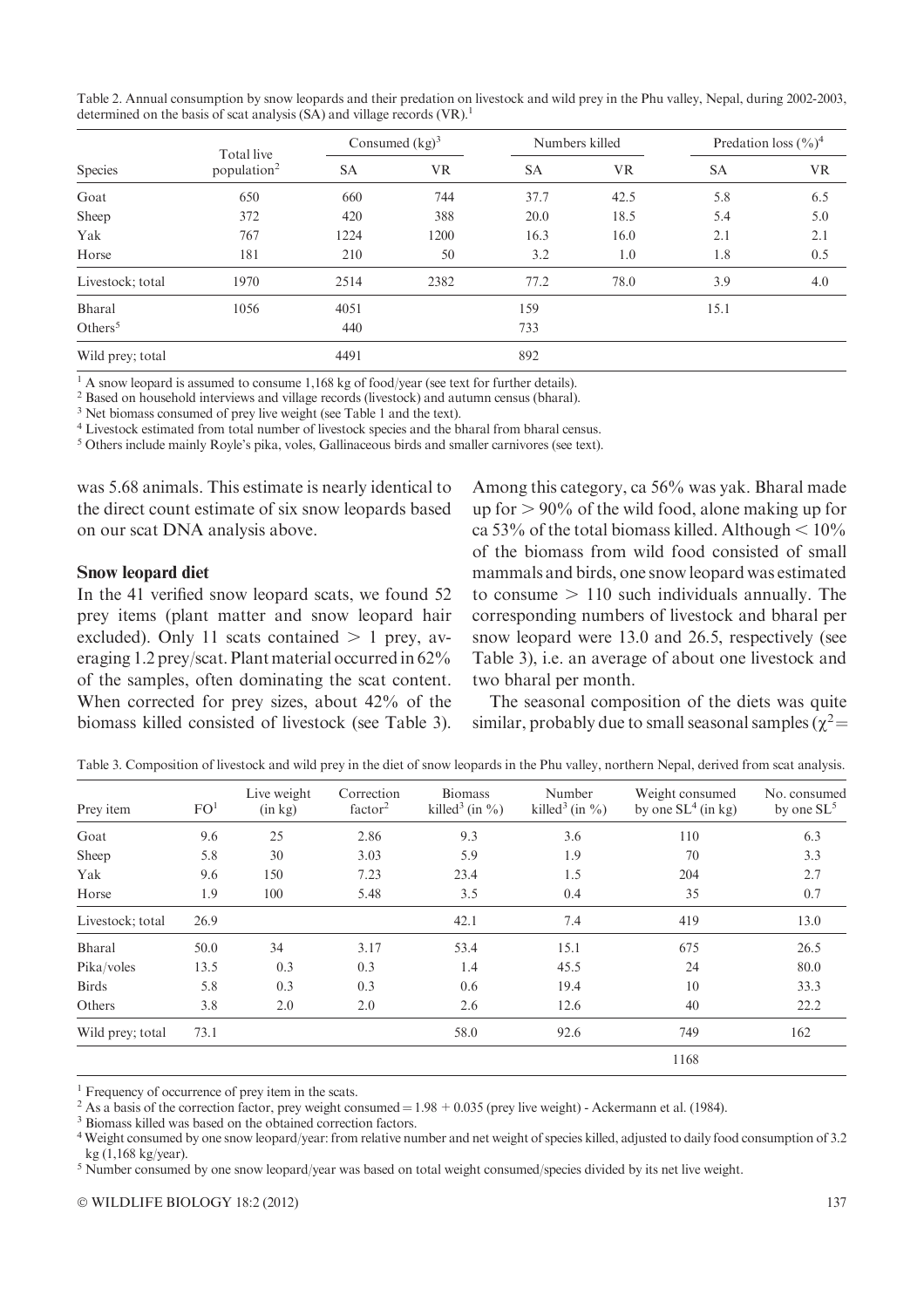Table 2. Annual consumption by snow leopards and their predation on livestock and wild prey in the Phu valley, Nepal, during 2002-2003, determined on the basis of scat analysis (SA) and village records (VR).[1]

| Species | Total live population[2] | Consumed (kg)[3] | | Numbers killed | | Predation loss (%)[4] | |
|---|---|---|---|---|---|---|---|
| | | SA | VR | SA | VR | SA | VR |
| Goat | 650 | 660 | 744 | 37.7 | 42.5 | 5.8 | 6.5 |
| Sheep | 372 | 420 | 388 | 20.0 | 18.5 | 5.4 | 5.0 |
| Yak | 767 | 1224 | 1200 | 16.3 | 16.0 | 2.1 | 2.1 |
| Horse | 181 | 210 | 50 | 3.2 | 1.0 | 1.8 | 0.5 |
| Livestock; total | 1970 | 2514 | 2382 | 77.2 | 78.0 | 3.9 | 4.0 |
| Bharal | 1056 | 4051 | | 159 | | 15.1 | |
| Others[5] | | 440 | | 733 | | | |
| Wild prey; total | | 4491 | | 892 | | | |

[1] A snow leopard is assumed to consume 1,168 kg of food/year (see text for further details).
[2] Based on household interviews and village records (livestock) and autumn census (bharal).
[3] Net biomass consumed of prey live weight (see Table 1 and the text).
[4] Livestock estimated from total number of livestock species and the bharal from bharal census.
[5] Others include mainly Royle's pika, voles, Gallinaceous birds and smaller carnivores (see text).

was 5.68 animals. This estimate is nearly identical to the direct count estimate of six snow leopards based on our scat DNA analysis above.

### Snow leopard diet

In the 41 verified snow leopard scats, we found 52 prey items (plant matter and snow leopard hair excluded). Only 11 scats contained > 1 prey, averaging 1.2 prey/scat. Plant material occurred in 62% of the samples, often dominating the scat content. When corrected for prey sizes, about 42% of the biomass killed consisted of livestock (see Table 3). Among this category, ca 56% was yak. Bharal made up for > 90% of the wild food, alone making up for ca 53% of the total biomass killed. Although < 10% of the biomass from wild food consisted of small mammals and birds, one snow leopard was estimated to consume > 110 such individuals annually. The corresponding numbers of livestock and bharal per snow leopard were 13.0 and 26.5, respectively (see Table 3), i.e. an average of about one livestock and two bharal per month.

The seasonal composition of the diets was quite similar, probably due to small seasonal samples ($\chi^2 =$

Table 3. Composition of livestock and wild prey in the diet of snow leopards in the Phu valley, northern Nepal, derived from scat analysis.

| Prey item | FO[1] | Live weight (in kg) | Correction factor[2] | Biomass killed[3] (in %) | Number killed[3] (in %) | Weight consumed by one SL[4] (in kg) | No. consumed by one SL[5] |
|---|---|---|---|---|---|---|---|
| Goat | 9.6 | 25 | 2.86 | 9.3 | 3.6 | 110 | 6.3 |
| Sheep | 5.8 | 30 | 3.03 | 5.9 | 1.9 | 70 | 3.3 |
| Yak | 9.6 | 150 | 7.23 | 23.4 | 1.5 | 204 | 2.7 |
| Horse | 1.9 | 100 | 5.48 | 3.5 | 0.4 | 35 | 0.7 |
| Livestock; total | 26.9 | | | 42.1 | 7.4 | 419 | 13.0 |
| Bharal | 50.0 | 34 | 3.17 | 53.4 | 15.1 | 675 | 26.5 |
| Pika/voles | 13.5 | 0.3 | 0.3 | 1.4 | 45.5 | 24 | 80.0 |
| Birds | 5.8 | 0.3 | 0.3 | 0.6 | 19.4 | 10 | 33.3 |
| Others | 3.8 | 2.0 | 2.0 | 2.6 | 12.6 | 40 | 22.2 |
| Wild prey; total | 73.1 | | | 58.0 | 92.6 | 749 | 162 |
| | | | | | | 1168 | |

[1] Frequency of occurrence of prey item in the scats.
[2] As a basis of the correction factor, prey weight consumed = 1.98 + 0.035 (prey live weight) - Ackermann et al. (1984).
[3] Biomass killed was based on the obtained correction factors.
[4] Weight consumed by one snow leopard/year: from relative number and net weight of species killed, adjusted to daily food consumption of 3.2 kg (1,168 kg/year).
[5] Number consumed by one snow leopard/year was based on total weight consumed/species divided by its net live weight.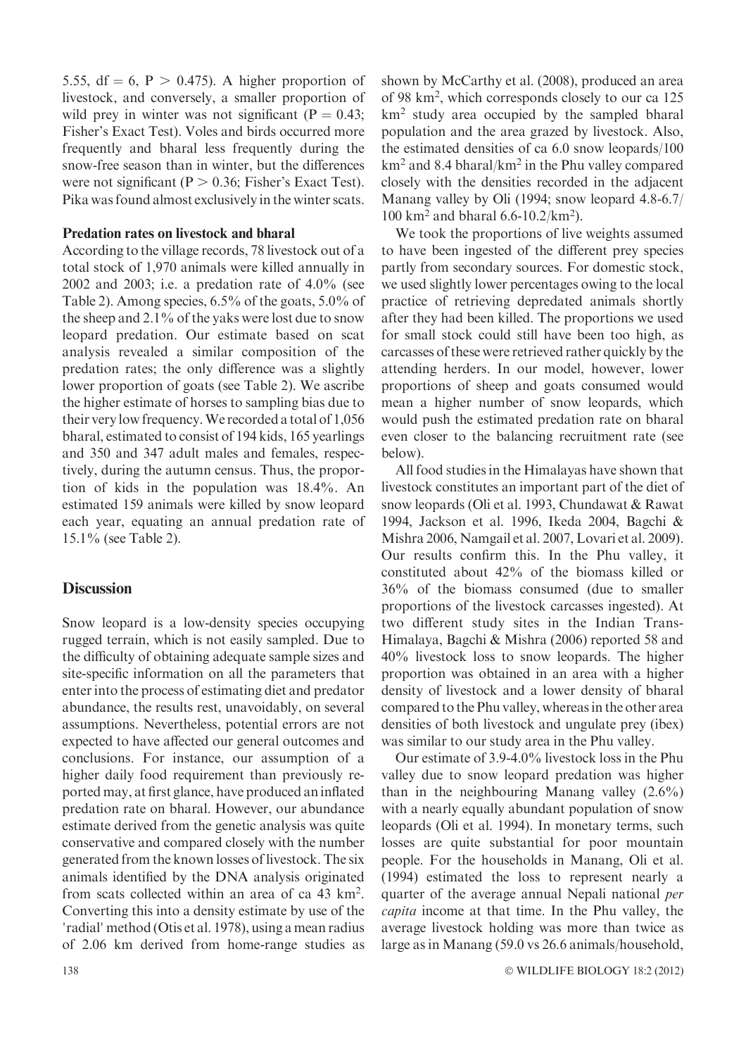5.55, df = 6, P > 0.475). A higher proportion of livestock, and conversely, a smaller proportion of wild prey in winter was not significant (P = 0.43; Fisher's Exact Test). Voles and birds occurred more frequently and bharal less frequently during the snow-free season than in winter, but the differences were not significant (P > 0.36; Fisher's Exact Test). Pika was found almost exclusively in the winter scats.

### Predation rates on livestock and bharal

According to the village records, 78 livestock out of a total stock of 1,970 animals were killed annually in 2002 and 2003; i.e. a predation rate of 4.0% (see Table 2). Among species, 6.5% of the goats, 5.0% of the sheep and 2.1% of the yaks were lost due to snow leopard predation. Our estimate based on scat analysis revealed a similar composition of the predation rates; the only difference was a slightly lower proportion of goats (see Table 2). We ascribe the higher estimate of horses to sampling bias due to their very low frequency. We recorded a total of 1,056 bharal, estimated to consist of 194 kids, 165 yearlings and 350 and 347 adult males and females, respectively, during the autumn census. Thus, the proportion of kids in the population was 18.4%. An estimated 159 animals were killed by snow leopard each year, equating an annual predation rate of 15.1% (see Table 2).

## Discussion

Snow leopard is a low-density species occupying rugged terrain, which is not easily sampled. Due to the difficulty of obtaining adequate sample sizes and site-specific information on all the parameters that enter into the process of estimating diet and predator abundance, the results rest, unavoidably, on several assumptions. Nevertheless, potential errors are not expected to have affected our general outcomes and conclusions. For instance, our assumption of a higher daily food requirement than previously reported may, at first glance, have produced an inflated predation rate on bharal. However, our abundance estimate derived from the genetic analysis was quite conservative and compared closely with the number generated from the known losses of livestock. The six animals identified by the DNA analysis originated from scats collected within an area of ca 43 km$^2$. Converting this into a density estimate by use of the 'radial' method (Otis et al. 1978), using a mean radius of 2.06 km derived from home-range studies as shown by McCarthy et al. (2008), produced an area of 98 km$^2$, which corresponds closely to our ca 125 km$^2$ study area occupied by the sampled bharal population and the area grazed by livestock. Also, the estimated densities of ca 6.0 snow leopards/100 km$^2$ and 8.4 bharal/km$^2$ in the Phu valley compared closely with the densities recorded in the adjacent Manang valley by Oli (1994; snow leopard 4.8-6.7/100 km$^2$ and bharal 6.6-10.2/km$^2$).

We took the proportions of live weights assumed to have been ingested of the different prey species partly from secondary sources. For domestic stock, we used slightly lower percentages owing to the local practice of retrieving depredated animals shortly after they had been killed. The proportions we used for small stock could still have been too high, as carcasses of these were retrieved rather quickly by the attending herders. In our model, however, lower proportions of sheep and goats consumed would mean a higher number of snow leopards, which would push the estimated predation rate on bharal even closer to the balancing recruitment rate (see below).

All food studies in the Himalayas have shown that livestock constitutes an important part of the diet of snow leopards (Oli et al. 1993, Chundawat & Rawat 1994, Jackson et al. 1996, Ikeda 2004, Bagchi & Mishra 2006, Namgail et al. 2007, Lovari et al. 2009). Our results confirm this. In the Phu valley, it constituted about 42% of the biomass killed or 36% of the biomass consumed (due to smaller proportions of the livestock carcasses ingested). At two different study sites in the Indian Trans-Himalaya, Bagchi & Mishra (2006) reported 58 and 40% livestock loss to snow leopards. The higher proportion was obtained in an area with a higher density of livestock and a lower density of bharal compared to the Phu valley, whereas in the other area densities of both livestock and ungulate prey (ibex) was similar to our study area in the Phu valley.

Our estimate of 3.9-4.0% livestock loss in the Phu valley due to snow leopard predation was higher than in the neighbouring Manang valley (2.6%) with a nearly equally abundant population of snow leopards (Oli et al. 1994). In monetary terms, such losses are quite substantial for poor mountain people. For the households in Manang, Oli et al. (1994) estimated the loss to represent nearly a quarter of the average annual Nepali national *per capita* income at that time. In the Phu valley, the average livestock holding was more than twice as large as in Manang (59.0 vs 26.6 animals/household,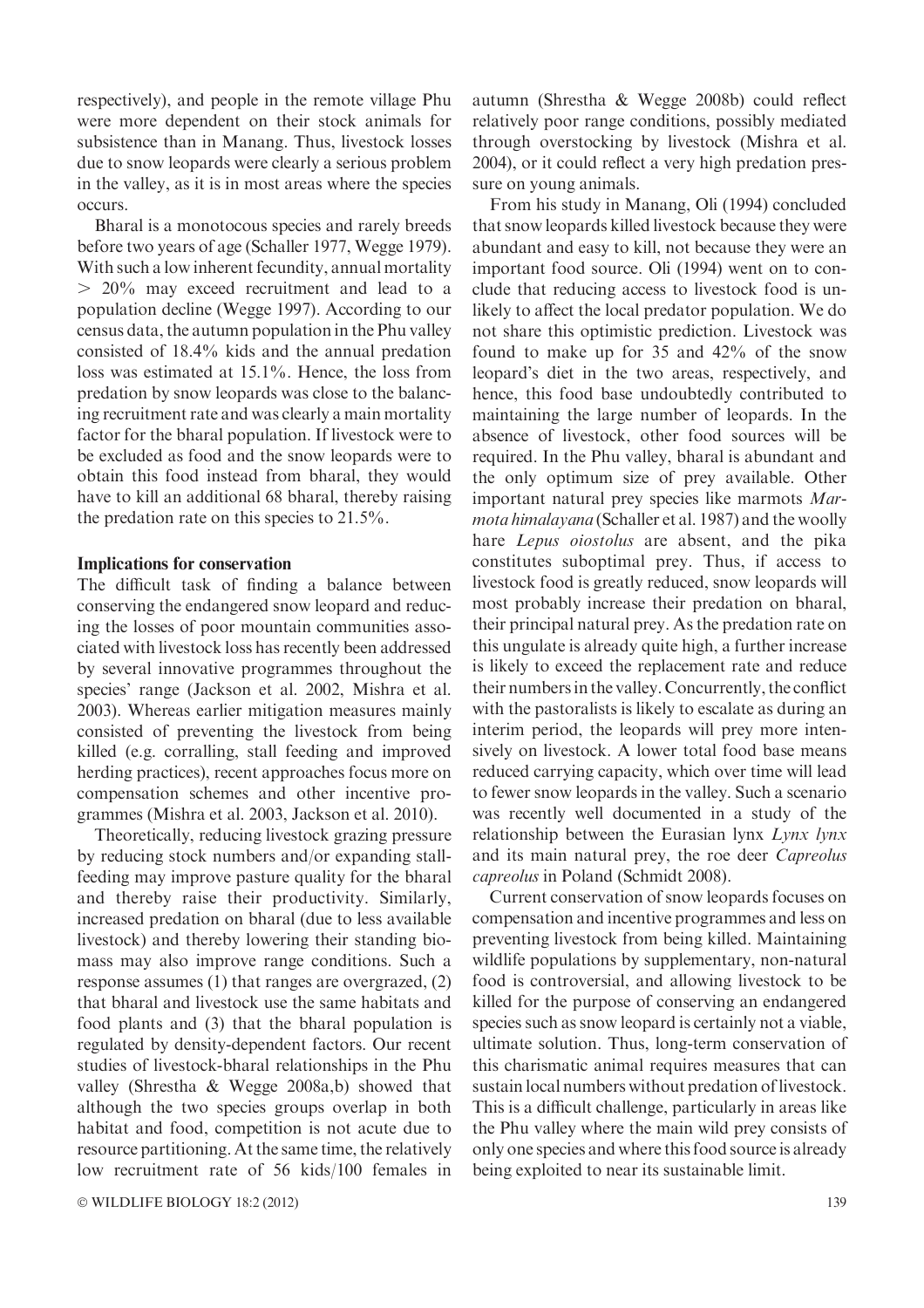respectively), and people in the remote village Phu were more dependent on their stock animals for subsistence than in Manang. Thus, livestock losses due to snow leopards were clearly a serious problem in the valley, as it is in most areas where the species occurs.

Bharal is a monotocous species and rarely breeds before two years of age (Schaller 1977, Wegge 1979). With such a low inherent fecundity, annual mortality > 20% may exceed recruitment and lead to a population decline (Wegge 1997). According to our census data, the autumn population in the Phu valley consisted of 18.4% kids and the annual predation loss was estimated at 15.1%. Hence, the loss from predation by snow leopards was close to the balancing recruitment rate and was clearly a main mortality factor for the bharal population. If livestock were to be excluded as food and the snow leopards were to obtain this food instead from bharal, they would have to kill an additional 68 bharal, thereby raising the predation rate on this species to 21.5%.

### Implications for conservation

The difficult task of finding a balance between conserving the endangered snow leopard and reducing the losses of poor mountain communities associated with livestock loss has recently been addressed by several innovative programmes throughout the species' range (Jackson et al. 2002, Mishra et al. 2003). Whereas earlier mitigation measures mainly consisted of preventing the livestock from being killed (e.g. corralling, stall feeding and improved herding practices), recent approaches focus more on compensation schemes and other incentive programmes (Mishra et al. 2003, Jackson et al. 2010).

Theoretically, reducing livestock grazing pressure by reducing stock numbers and/or expanding stall-feeding may improve pasture quality for the bharal and thereby raise their productivity. Similarly, increased predation on bharal (due to less available livestock) and thereby lowering their standing biomass may also improve range conditions. Such a response assumes (1) that ranges are overgrazed, (2) that bharal and livestock use the same habitats and food plants and (3) that the bharal population is regulated by density-dependent factors. Our recent studies of livestock-bharal relationships in the Phu valley (Shrestha & Wegge 2008a,b) showed that although the two species groups overlap in both habitat and food, competition is not acute due to resource partitioning. At the same time, the relatively low recruitment rate of 56 kids/100 females in autumn (Shrestha & Wegge 2008b) could reflect relatively poor range conditions, possibly mediated through overstocking by livestock (Mishra et al. 2004), or it could reflect a very high predation pressure on young animals.

From his study in Manang, Oli (1994) concluded that snow leopards killed livestock because they were abundant and easy to kill, not because they were an important food source. Oli (1994) went on to conclude that reducing access to livestock food is unlikely to affect the local predator population. We do not share this optimistic prediction. Livestock was found to make up for 35 and 42% of the snow leopard's diet in the two areas, respectively, and hence, this food base undoubtedly contributed to maintaining the large number of leopards. In the absence of livestock, other food sources will be required. In the Phu valley, bharal is abundant and the only optimum size of prey available. Other important natural prey species like marmots *Marmota himalayana* (Schaller et al. 1987) and the woolly hare *Lepus oiostolus* are absent, and the pika constitutes suboptimal prey. Thus, if access to livestock food is greatly reduced, snow leopards will most probably increase their predation on bharal, their principal natural prey. As the predation rate on this ungulate is already quite high, a further increase is likely to exceed the replacement rate and reduce their numbers in the valley. Concurrently, the conflict with the pastoralists is likely to escalate as during an interim period, the leopards will prey more intensively on livestock. A lower total food base means reduced carrying capacity, which over time will lead to fewer snow leopards in the valley. Such a scenario was recently well documented in a study of the relationship between the Eurasian lynx *Lynx lynx* and its main natural prey, the roe deer *Capreolus capreolus* in Poland (Schmidt 2008).

Current conservation of snow leopards focuses on compensation and incentive programmes and less on preventing livestock from being killed. Maintaining wildlife populations by supplementary, non-natural food is controversial, and allowing livestock to be killed for the purpose of conserving an endangered species such as snow leopard is certainly not a viable, ultimate solution. Thus, long-term conservation of this charismatic animal requires measures that can sustain local numbers without predation of livestock. This is a difficult challenge, particularly in areas like the Phu valley where the main wild prey consists of only one species and where this food source is already being exploited to near its sustainable limit.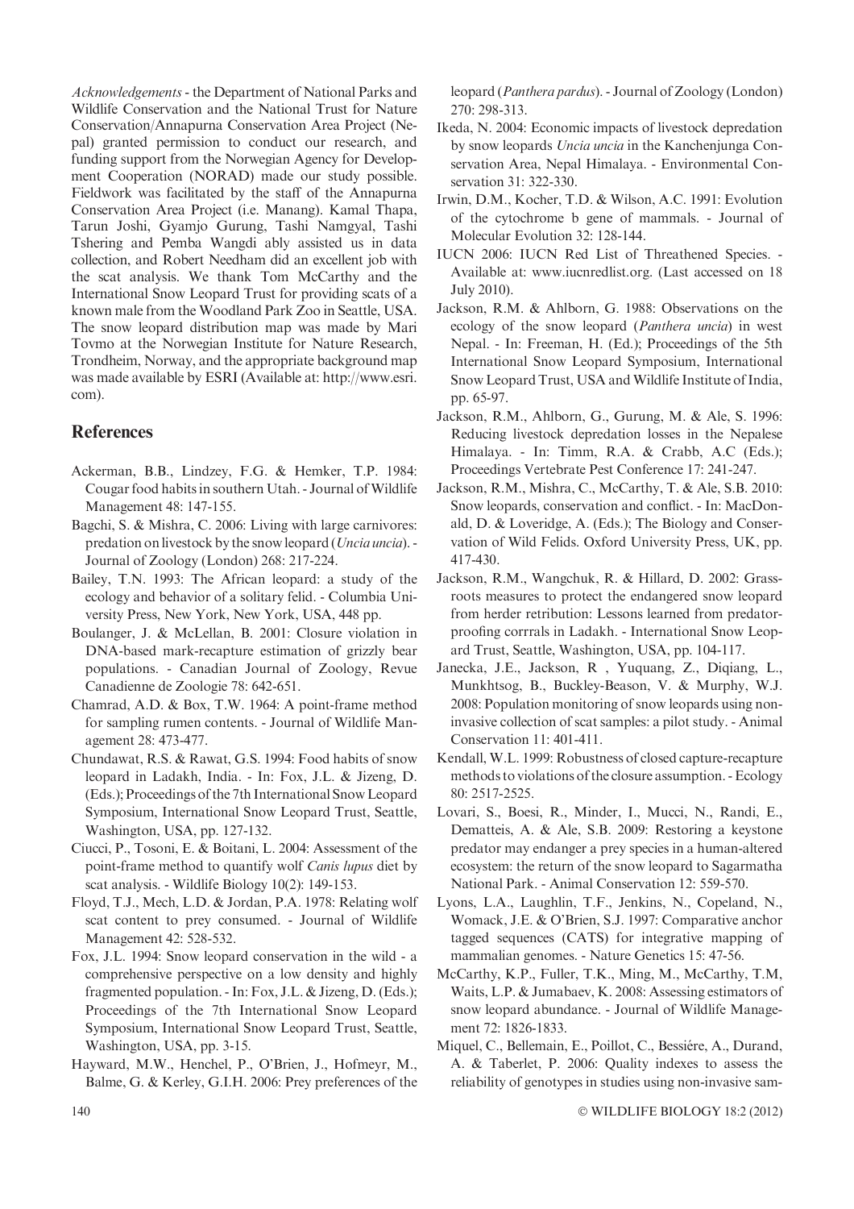*Acknowledgements* - the Department of National Parks and Wildlife Conservation and the National Trust for Nature Conservation/Annapurna Conservation Area Project (Nepal) granted permission to conduct our research, and funding support from the Norwegian Agency for Development Cooperation (NORAD) made our study possible. Fieldwork was facilitated by the staff of the Annapurna Conservation Area Project (i.e. Manang). Kamal Thapa, Tarun Joshi, Gyamjo Gurung, Tashi Namgyal, Tashi Tshering and Pemba Wangdi ably assisted us in data collection, and Robert Needham did an excellent job with the scat analysis. We thank Tom McCarthy and the International Snow Leopard Trust for providing scats of a known male from the Woodland Park Zoo in Seattle, USA. The snow leopard distribution map was made by Mari Tovmo at the Norwegian Institute for Nature Research, Trondheim, Norway, and the appropriate background map was made available by ESRI (Available at: http://www.esri.com).

## References

Ackerman, B.B., Lindzey, F.G. & Hemker, T.P. 1984: Cougar food habits in southern Utah. - Journal of Wildlife Management 48: 147-155.

Bagchi, S. & Mishra, C. 2006: Living with large carnivores: predation on livestock by the snow leopard (*Uncia uncia*). - Journal of Zoology (London) 268: 217-224.

Bailey, T.N. 1993: The African leopard: a study of the ecology and behavior of a solitary felid. - Columbia University Press, New York, New York, USA, 448 pp.

Boulanger, J. & McLellan, B. 2001: Closure violation in DNA-based mark-recapture estimation of grizzly bear populations. - Canadian Journal of Zoology, Revue Canadienne de Zoologie 78: 642-651.

Chamrad, A.D. & Box, T.W. 1964: A point-frame method for sampling rumen contents. - Journal of Wildlife Management 28: 473-477.

Chundawat, R.S. & Rawat, G.S. 1994: Food habits of snow leopard in Ladakh, India. - In: Fox, J.L. & Jizeng, D. (Eds.); Proceedings of the 7th International Snow Leopard Symposium, International Snow Leopard Trust, Seattle, Washington, USA, pp. 127-132.

Ciucci, P., Tosoni, E. & Boitani, L. 2004: Assessment of the point-frame method to quantify wolf *Canis lupus* diet by scat analysis. - Wildlife Biology 10(2): 149-153.

Floyd, T.J., Mech, L.D. & Jordan, P.A. 1978: Relating wolf scat content to prey consumed. - Journal of Wildlife Management 42: 528-532.

Fox, J.L. 1994: Snow leopard conservation in the wild - a comprehensive perspective on a low density and highly fragmented population. - In: Fox, J.L. & Jizeng, D. (Eds.); Proceedings of the 7th International Snow Leopard Symposium, International Snow Leopard Trust, Seattle, Washington, USA, pp. 3-15.

Hayward, M.W., Henchel, P., O'Brien, J., Hofmeyr, M., Balme, G. & Kerley, G.I.H. 2006: Prey preferences of the leopard (*Panthera pardus*). - Journal of Zoology (London) 270: 298-313.

Ikeda, N. 2004: Economic impacts of livestock depredation by snow leopards *Uncia uncia* in the Kanchenjunga Conservation Area, Nepal Himalaya. - Environmental Conservation 31: 322-330.

Irwin, D.M., Kocher, T.D. & Wilson, A.C. 1991: Evolution of the cytochrome b gene of mammals. - Journal of Molecular Evolution 32: 128-144.

IUCN 2006: IUCN Red List of Threathened Species. - Available at: www.iucnredlist.org. (Last accessed on 18 July 2010).

Jackson, R.M. & Ahlborn, G. 1988: Observations on the ecology of the snow leopard (*Panthera uncia*) in west Nepal. - In: Freeman, H. (Ed.); Proceedings of the 5th International Snow Leopard Symposium, International Snow Leopard Trust, USA and Wildlife Institute of India, pp. 65-97.

Jackson, R.M., Ahlborn, G., Gurung, M. & Ale, S. 1996: Reducing livestock depredation losses in the Nepalese Himalaya. - In: Timm, R.A. & Crabb, A.C (Eds.); Proceedings Vertebrate Pest Conference 17: 241-247.

Jackson, R.M., Mishra, C., McCarthy, T. & Ale, S.B. 2010: Snow leopards, conservation and conflict. - In: MacDonald, D. & Loveridge, A. (Eds.); The Biology and Conservation of Wild Felids. Oxford University Press, UK, pp. 417-430.

Jackson, R.M., Wangchuk, R. & Hillard, D. 2002: Grassroots measures to protect the endangered snow leopard from herder retribution: Lessons learned from predator-proofing corrrals in Ladakh. - International Snow Leopard Trust, Seattle, Washington, USA, pp. 104-117.

Janecka, J.E., Jackson, R , Yuquang, Z., Diqiang, L., Munkhtsog, B., Buckley-Beason, V. & Murphy, W.J. 2008: Population monitoring of snow leopards using noninvasive collection of scat samples: a pilot study. - Animal Conservation 11: 401-411.

Kendall, W.L. 1999: Robustness of closed capture-recapture methods to violations of the closure assumption. - Ecology 80: 2517-2525.

Lovari, S., Boesi, R., Minder, I., Mucci, N., Randi, E., Dematteis, A. & Ale, S.B. 2009: Restoring a keystone predator may endanger a prey species in a human-altered ecosystem: the return of the snow leopard to Sagarmatha National Park. - Animal Conservation 12: 559-570.

Lyons, L.A., Laughlin, T.F., Jenkins, N., Copeland, N., Womack, J.E. & O'Brien, S.J. 1997: Comparative anchor tagged sequences (CATS) for integrative mapping of mammalian genomes. - Nature Genetics 15: 47-56.

McCarthy, K.P., Fuller, T.K., Ming, M., McCarthy, T.M, Waits, L.P. & Jumabaev, K. 2008: Assessing estimators of snow leopard abundance. - Journal of Wildlife Management 72: 1826-1833.

Miquel, C., Bellemain, E., Poillot, C., Bessiére, A., Durand, A. & Taberlet, P. 2006: Quality indexes to assess the reliability of genotypes in studies using non-invasive sam-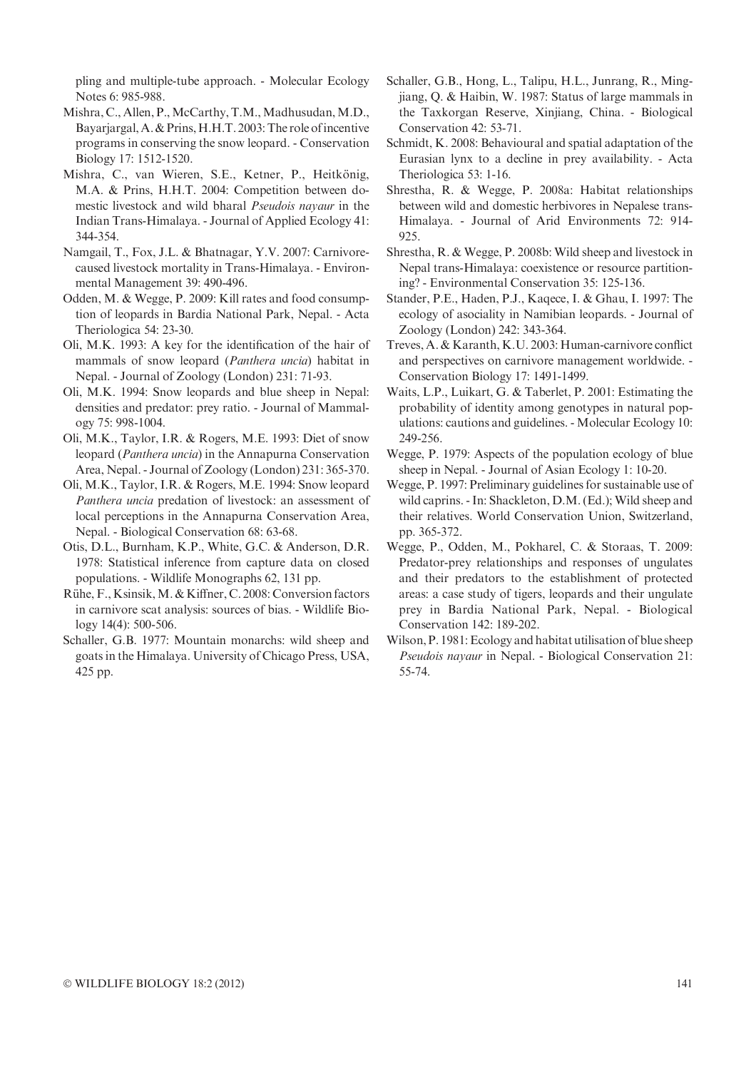pling and multiple-tube approach. - Molecular Ecology Notes 6: 985-988.

Mishra, C., Allen, P., McCarthy, T.M., Madhusudan, M.D., Bayarjargal, A. & Prins, H.H.T. 2003: The role of incentive programs in conserving the snow leopard. - Conservation Biology 17: 1512-1520.

Mishra, C., van Wieren, S.E., Ketner, P., Heitkönig, M.A. & Prins, H.H.T. 2004: Competition between domestic livestock and wild bharal *Pseudois nayaur* in the Indian Trans-Himalaya. - Journal of Applied Ecology 41: 344-354.

Namgail, T., Fox, J.L. & Bhatnagar, Y.V. 2007: Carnivore-caused livestock mortality in Trans-Himalaya. - Environmental Management 39: 490-496.

Odden, M. & Wegge, P. 2009: Kill rates and food consumption of leopards in Bardia National Park, Nepal. - Acta Theriologica 54: 23-30.

Oli, M.K. 1993: A key for the identification of the hair of mammals of snow leopard (*Panthera uncia*) habitat in Nepal. - Journal of Zoology (London) 231: 71-93.

Oli, M.K. 1994: Snow leopards and blue sheep in Nepal: densities and predator: prey ratio. - Journal of Mammalogy 75: 998-1004.

Oli, M.K., Taylor, I.R. & Rogers, M.E. 1993: Diet of snow leopard (*Panthera uncia*) in the Annapurna Conservation Area, Nepal. - Journal of Zoology (London) 231: 365-370.

Oli, M.K., Taylor, I.R. & Rogers, M.E. 1994: Snow leopard *Panthera uncia* predation of livestock: an assessment of local perceptions in the Annapurna Conservation Area, Nepal. - Biological Conservation 68: 63-68.

Otis, D.L., Burnham, K.P., White, G.C. & Anderson, D.R. 1978: Statistical inference from capture data on closed populations. - Wildlife Monographs 62, 131 pp.

Rühe, F., Ksinsik, M. & Kiffner, C. 2008: Conversion factors in carnivore scat analysis: sources of bias. - Wildlife Biology 14(4): 500-506.

Schaller, G.B. 1977: Mountain monarchs: wild sheep and goats in the Himalaya. University of Chicago Press, USA, 425 pp.

Schaller, G.B., Hong, L., Talipu, H.L., Junrang, R., Mingjiang, Q. & Haibin, W. 1987: Status of large mammals in the Taxkorgan Reserve, Xinjiang, China. - Biological Conservation 42: 53-71.

Schmidt, K. 2008: Behavioural and spatial adaptation of the Eurasian lynx to a decline in prey availability. - Acta Theriologica 53: 1-16.

Shrestha, R. & Wegge, P. 2008a: Habitat relationships between wild and domestic herbivores in Nepalese trans-Himalaya. - Journal of Arid Environments 72: 914-925.

Shrestha, R. & Wegge, P. 2008b: Wild sheep and livestock in Nepal trans-Himalaya: coexistence or resource partitioning? - Environmental Conservation 35: 125-136.

Stander, P.E., Haden, P.J., Kaqece, I. & Ghau, I. 1997: The ecology of asociality in Namibian leopards. - Journal of Zoology (London) 242: 343-364.

Treves, A. & Karanth, K.U. 2003: Human-carnivore conflict and perspectives on carnivore management worldwide. - Conservation Biology 17: 1491-1499.

Waits, L.P., Luikart, G. & Taberlet, P. 2001: Estimating the probability of identity among genotypes in natural populations: cautions and guidelines. - Molecular Ecology 10: 249-256.

Wegge, P. 1979: Aspects of the population ecology of blue sheep in Nepal. - Journal of Asian Ecology 1: 10-20.

Wegge, P. 1997: Preliminary guidelines for sustainable use of wild caprins. - In: Shackleton, D.M. (Ed.); Wild sheep and their relatives. World Conservation Union, Switzerland, pp. 365-372.

Wegge, P., Odden, M., Pokharel, C. & Storaas, T. 2009: Predator-prey relationships and responses of ungulates and their predators to the establishment of protected areas: a case study of tigers, leopards and their ungulate prey in Bardia National Park, Nepal. - Biological Conservation 142: 189-202.

Wilson, P. 1981: Ecology and habitat utilisation of blue sheep *Pseudois nayaur* in Nepal. - Biological Conservation 21: 55-74.